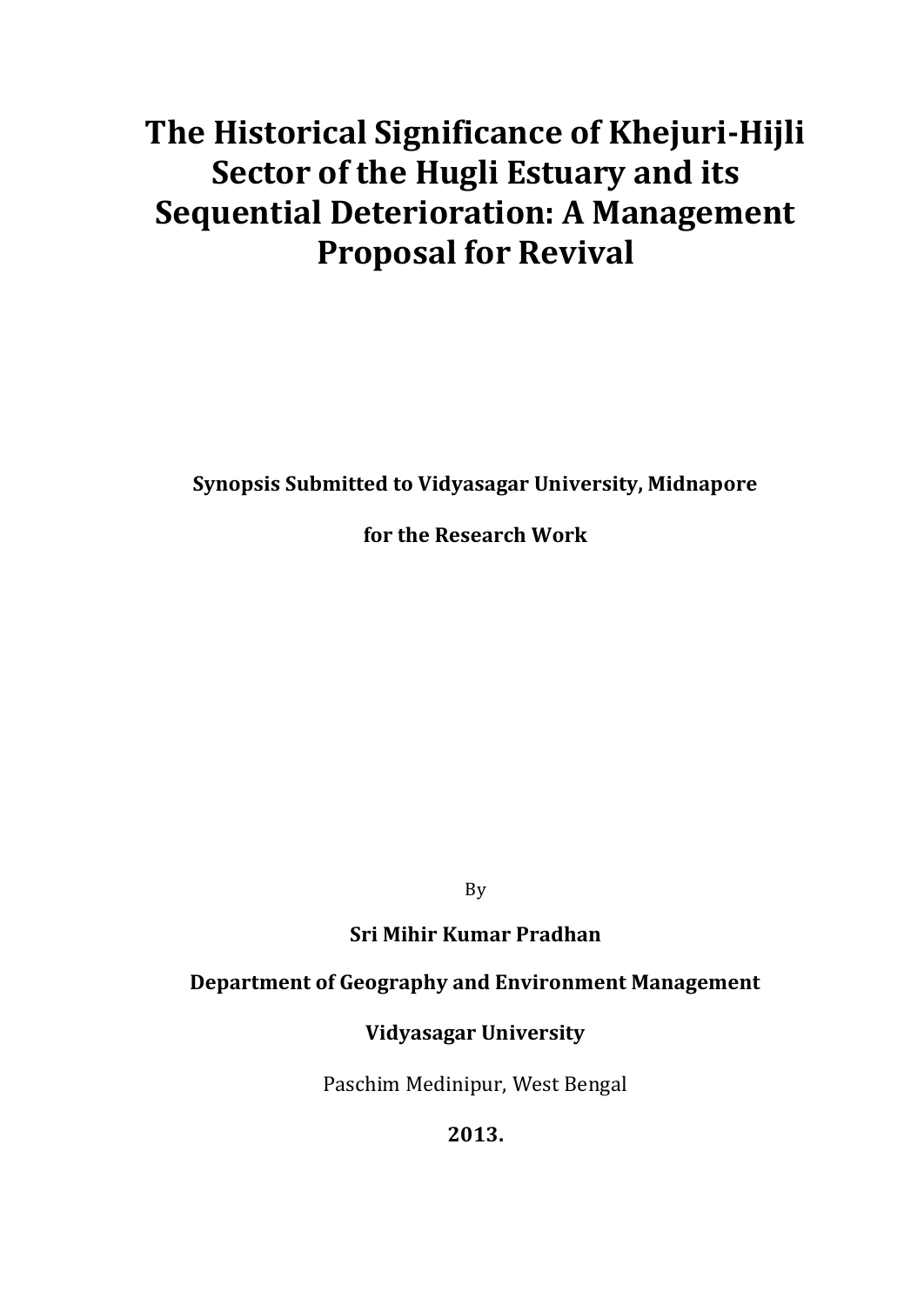# The Historical Significance of Khejuri-Hijli Sector of the Hugli Estuary and its Sequential Deterioration: A Management Proposal for Revival

**Synopsis Submitted to Vidyasagar University, Midnapore**

**for the Research Work**

By

**Sri Mihir Kumar Pradhan**

**Department of Geography and Environment Management**

**Vidyasagar University**

Paschim Medinipur, West Bengal

**2013.**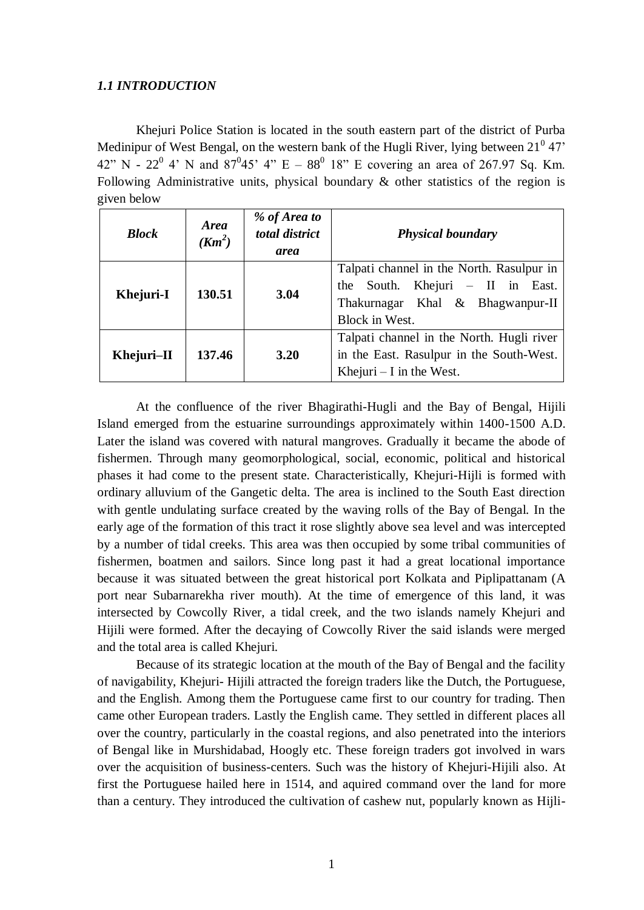### *1.1 INTRODUCTION*

Khejuri Police Station is located in the south eastern part of the district of Purba Medinipur of West Bengal, on the western bank of the Hugli River, lying between $21^0$ 47' 42" N - $22^0$ 4' N and $87^0$45' 4" E – $88^0$ 18" E covering an area of 267.97 Sq. Km. Following Administrative units, physical boundary & other statistics of the region is given below

| *Block* | *Area ($Km^2$)* | *% of Area to total district area* | *Physical boundary* |
|---|---|---|---|
| **Khejuri-I** | **130.51** | **3.04** | Talpati channel in the North. Rasulpur in the South. Khejuri – II in East. Thakurnagar Khal & Bhagwanpur-II Block in West. |
| **Khejuri–II** | **137.46** | **3.20** | Talpati channel in the North. Hugli river in the East. Rasulpur in the South-West. Khejuri – I in the West. |

At the confluence of the river Bhagirathi-Hugli and the Bay of Bengal, Hijili Island emerged from the estuarine surroundings approximately within 1400-1500 A.D. Later the island was covered with natural mangroves. Gradually it became the abode of fishermen. Through many geomorphological, social, economic, political and historical phases it had come to the present state. Characteristically, Khejuri-Hijli is formed with ordinary alluvium of the Gangetic delta. The area is inclined to the South East direction with gentle undulating surface created by the waving rolls of the Bay of Bengal. In the early age of the formation of this tract it rose slightly above sea level and was intercepted by a number of tidal creeks. This area was then occupied by some tribal communities of fishermen, boatmen and sailors. Since long past it had a great locational importance because it was situated between the great historical port Kolkata and Piplipattanam (A port near Subarnarekha river mouth). At the time of emergence of this land, it was intersected by Cowcolly River, a tidal creek, and the two islands namely Khejuri and Hijili were formed. After the decaying of Cowcolly River the said islands were merged and the total area is called Khejuri.

Because of its strategic location at the mouth of the Bay of Bengal and the facility of navigability, Khejuri- Hijili attracted the foreign traders like the Dutch, the Portuguese, and the English. Among them the Portuguese came first to our country for trading. Then came other European traders. Lastly the English came. They settled in different places all over the country, particularly in the coastal regions, and also penetrated into the interiors of Bengal like in Murshidabad, Hoogly etc. These foreign traders got involved in wars over the acquisition of business-centers. Such was the history of Khejuri-Hijili also. At first the Portuguese hailed here in 1514, and aquired command over the land for more than a century. They introduced the cultivation of cashew nut, popularly known as Hijli-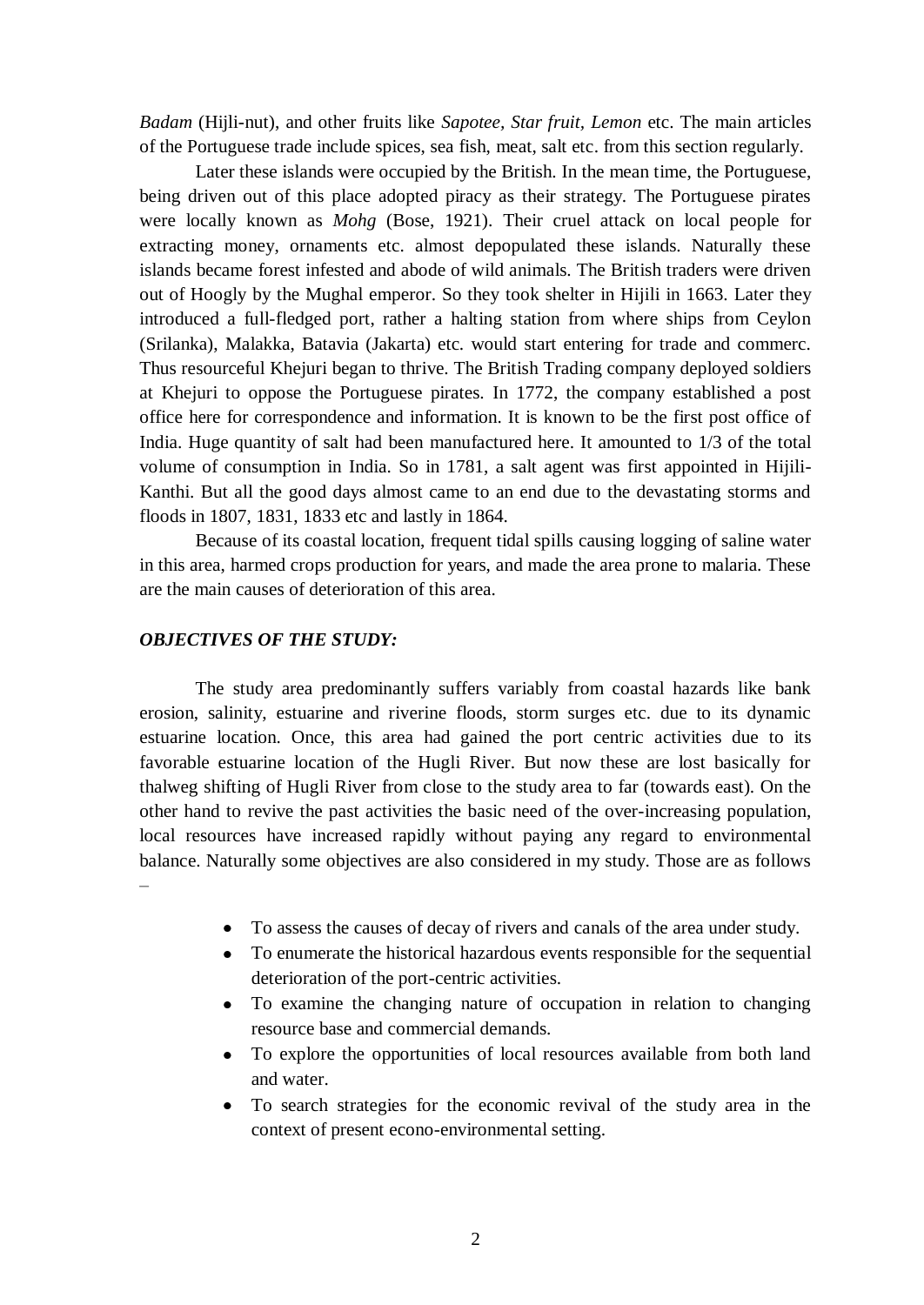*Badam* (Hijli-nut), and other fruits like *Sapotee, Star fruit, Lemon* etc. The main articles of the Portuguese trade include spices, sea fish, meat, salt etc. from this section regularly.

Later these islands were occupied by the British. In the mean time, the Portuguese, being driven out of this place adopted piracy as their strategy. The Portuguese pirates were locally known as *Mohg* (Bose, 1921). Their cruel attack on local people for extracting money, ornaments etc. almost depopulated these islands. Naturally these islands became forest infested and abode of wild animals. The British traders were driven out of Hoogly by the Mughal emperor. So they took shelter in Hijili in 1663. Later they introduced a full-fledged port, rather a halting station from where ships from Ceylon (Srilanka), Malakka, Batavia (Jakarta) etc. would start entering for trade and commerc. Thus resourceful Khejuri began to thrive. The British Trading company deployed soldiers at Khejuri to oppose the Portuguese pirates. In 1772, the company established a post office here for correspondence and information. It is known to be the first post office of India. Huge quantity of salt had been manufactured here. It amounted to 1/3 of the total volume of consumption in India. So in 1781, a salt agent was first appointed in Hijili-Kanthi. But all the good days almost came to an end due to the devastating storms and floods in 1807, 1831, 1833 etc and lastly in 1864.

Because of its coastal location, frequent tidal spills causing logging of saline water in this area, harmed crops production for years, and made the area prone to malaria. These are the main causes of deterioration of this area.

### *OBJECTIVES OF THE STUDY:*

The study area predominantly suffers variably from coastal hazards like bank erosion, salinity, estuarine and riverine floods, storm surges etc. due to its dynamic estuarine location. Once, this area had gained the port centric activities due to its favorable estuarine location of the Hugli River. But now these are lost basically for thalweg shifting of Hugli River from close to the study area to far (towards east). On the other hand to revive the past activities the basic need of the over-increasing population, local resources have increased rapidly without paying any regard to environmental balance. Naturally some objectives are also considered in my study. Those are as follows –

- To assess the causes of decay of rivers and canals of the area under study.
- To enumerate the historical hazardous events responsible for the sequential deterioration of the port-centric activities.
- To examine the changing nature of occupation in relation to changing resource base and commercial demands.
- To explore the opportunities of local resources available from both land and water.
- To search strategies for the economic revival of the study area in the context of present econo-environmental setting.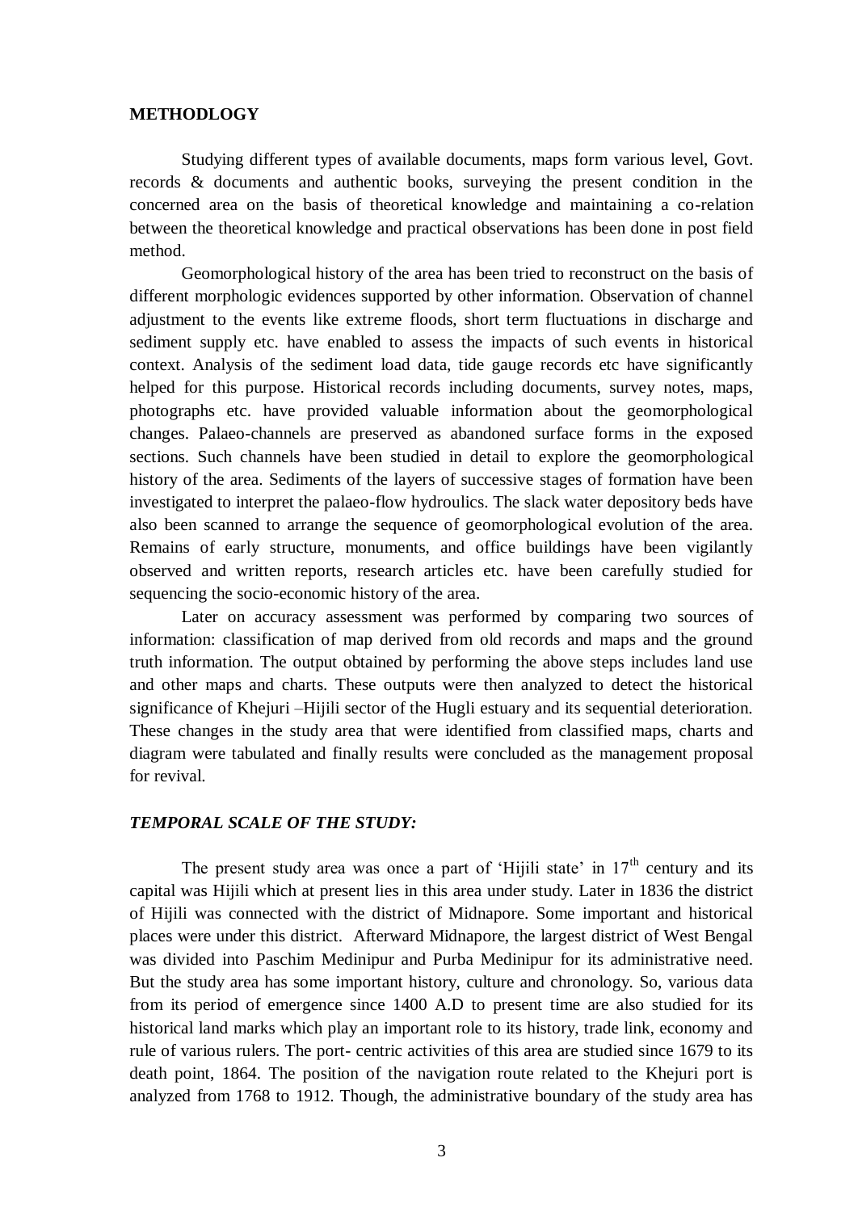## METHODLOGY

Studying different types of available documents, maps form various level, Govt. records & documents and authentic books, surveying the present condition in the concerned area on the basis of theoretical knowledge and maintaining a co-relation between the theoretical knowledge and practical observations has been done in post field method.

Geomorphological history of the area has been tried to reconstruct on the basis of different morphologic evidences supported by other information. Observation of channel adjustment to the events like extreme floods, short term fluctuations in discharge and sediment supply etc. have enabled to assess the impacts of such events in historical context. Analysis of the sediment load data, tide gauge records etc have significantly helped for this purpose. Historical records including documents, survey notes, maps, photographs etc. have provided valuable information about the geomorphological changes. Palaeo-channels are preserved as abandoned surface forms in the exposed sections. Such channels have been studied in detail to explore the geomorphological history of the area. Sediments of the layers of successive stages of formation have been investigated to interpret the palaeo-flow hydroulics. The slack water depository beds have also been scanned to arrange the sequence of geomorphological evolution of the area. Remains of early structure, monuments, and office buildings have been vigilantly observed and written reports, research articles etc. have been carefully studied for sequencing the socio-economic history of the area.

Later on accuracy assessment was performed by comparing two sources of information: classification of map derived from old records and maps and the ground truth information. The output obtained by performing the above steps includes land use and other maps and charts. These outputs were then analyzed to detect the historical significance of Khejuri –Hijili sector of the Hugli estuary and its sequential deterioration. These changes in the study area that were identified from classified maps, charts and diagram were tabulated and finally results were concluded as the management proposal for revival.

### *TEMPORAL SCALE OF THE STUDY:*

The present study area was once a part of 'Hijili state' in 17th century and its capital was Hijili which at present lies in this area under study. Later in 1836 the district of Hijili was connected with the district of Midnapore. Some important and historical places were under this district. Afterward Midnapore, the largest district of West Bengal was divided into Paschim Medinipur and Purba Medinipur for its administrative need. But the study area has some important history, culture and chronology. So, various data from its period of emergence since 1400 A.D to present time are also studied for its historical land marks which play an important role to its history, trade link, economy and rule of various rulers. The port- centric activities of this area are studied since 1679 to its death point, 1864. The position of the navigation route related to the Khejuri port is analyzed from 1768 to 1912. Though, the administrative boundary of the study area has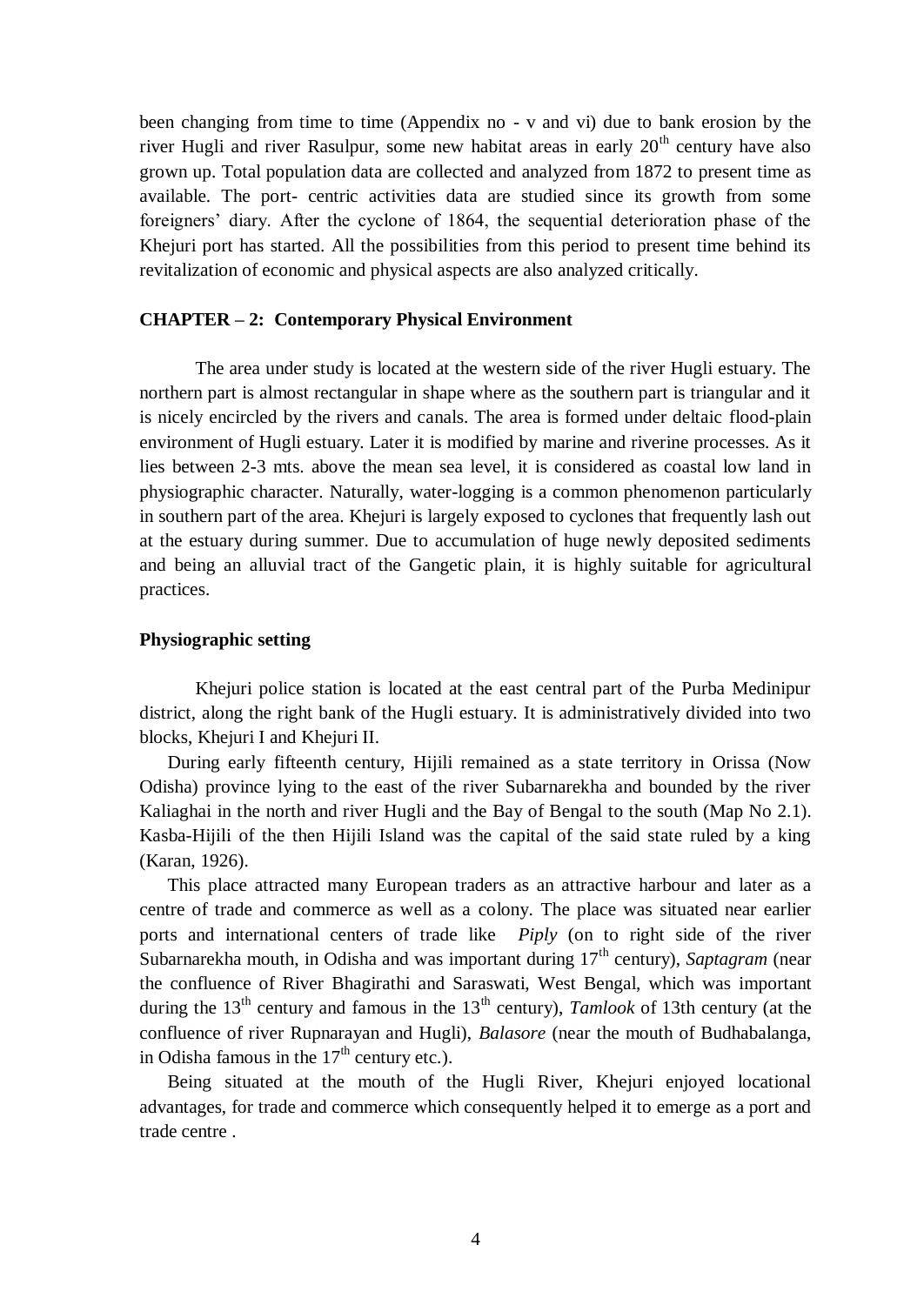been changing from time to time (Appendix no - v and vi) due to bank erosion by the river Hugli and river Rasulpur, some new habitat areas in early 20th century have also grown up. Total population data are collected and analyzed from 1872 to present time as available. The port- centric activities data are studied since its growth from some foreigners' diary. After the cyclone of 1864, the sequential deterioration phase of the Khejuri port has started. All the possibilities from this period to present time behind its revitalization of economic and physical aspects are also analyzed critically.

## CHAPTER – 2: Contemporary Physical Environment

The area under study is located at the western side of the river Hugli estuary. The northern part is almost rectangular in shape where as the southern part is triangular and it is nicely encircled by the rivers and canals. The area is formed under deltaic flood-plain environment of Hugli estuary. Later it is modified by marine and riverine processes. As it lies between 2-3 mts. above the mean sea level, it is considered as coastal low land in physiographic character. Naturally, water-logging is a common phenomenon particularly in southern part of the area. Khejuri is largely exposed to cyclones that frequently lash out at the estuary during summer. Due to accumulation of huge newly deposited sediments and being an alluvial tract of the Gangetic plain, it is highly suitable for agricultural practices.

### Physiographic setting

Khejuri police station is located at the east central part of the Purba Medinipur district, along the right bank of the Hugli estuary. It is administratively divided into two blocks, Khejuri I and Khejuri II.

During early fifteenth century, Hijili remained as a state territory in Orissa (Now Odisha) province lying to the east of the river Subarnarekha and bounded by the river Kaliaghai in the north and river Hugli and the Bay of Bengal to the south (Map No 2.1). Kasba-Hijili of the then Hijili Island was the capital of the said state ruled by a king (Karan, 1926).

This place attracted many European traders as an attractive harbour and later as a centre of trade and commerce as well as a colony. The place was situated near earlier ports and international centers of trade like *Piply* (on to right side of the river Subarnarekha mouth, in Odisha and was important during 17th century), *Saptagram* (near the confluence of River Bhagirathi and Saraswati, West Bengal, which was important during the 13th century and famous in the 13th century), *Tamlook* of 13th century (at the confluence of river Rupnarayan and Hugli), *Balasore* (near the mouth of Budhabalanga, in Odisha famous in the 17th century etc.).

Being situated at the mouth of the Hugli River, Khejuri enjoyed locational advantages, for trade and commerce which consequently helped it to emerge as a port and trade centre .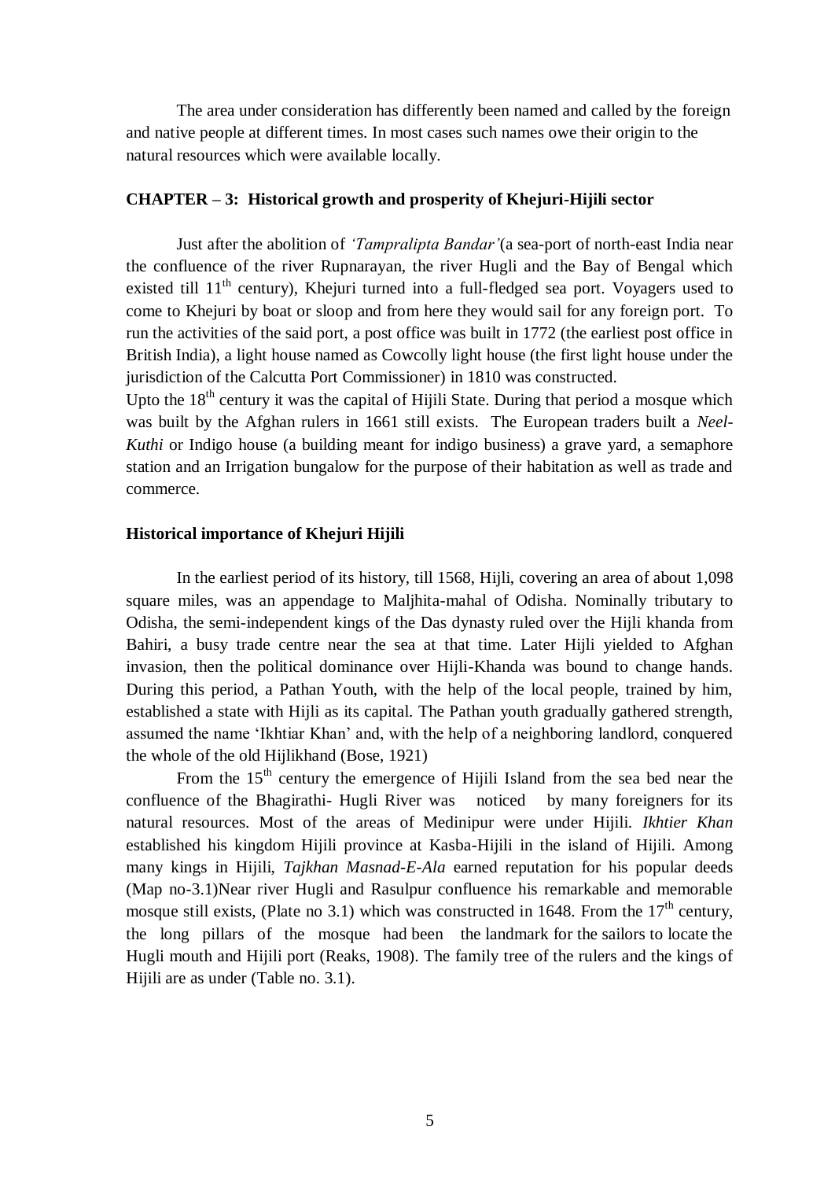The area under consideration has differently been named and called by the foreign and native people at different times. In most cases such names owe their origin to the natural resources which were available locally.

## CHAPTER – 3: Historical growth and prosperity of Khejuri-Hijili sector

Just after the abolition of *'Tampralipta Bandar'*(a sea-port of north-east India near the confluence of the river Rupnarayan, the river Hugli and the Bay of Bengal which existed till 11th century), Khejuri turned into a full-fledged sea port. Voyagers used to come to Khejuri by boat or sloop and from here they would sail for any foreign port. To run the activities of the said port, a post office was built in 1772 (the earliest post office in British India), a light house named as Cowcolly light house (the first light house under the jurisdiction of the Calcutta Port Commissioner) in 1810 was constructed.

Upto the 18th century it was the capital of Hijili State. During that period a mosque which was built by the Afghan rulers in 1661 still exists. The European traders built a *Neel-Kuthi* or Indigo house (a building meant for indigo business) a grave yard, a semaphore station and an Irrigation bungalow for the purpose of their habitation as well as trade and commerce.

### Historical importance of Khejuri Hijili

In the earliest period of its history, till 1568, Hijli, covering an area of about 1,098 square miles, was an appendage to Maljhita-mahal of Odisha. Nominally tributary to Odisha, the semi-independent kings of the Das dynasty ruled over the Hijli khanda from Bahiri, a busy trade centre near the sea at that time. Later Hijli yielded to Afghan invasion, then the political dominance over Hijli-Khanda was bound to change hands. During this period, a Pathan Youth, with the help of the local people, trained by him, established a state with Hijli as its capital. The Pathan youth gradually gathered strength, assumed the name 'Ikhtiar Khan' and, with the help of a neighboring landlord, conquered the whole of the old Hijlikhand (Bose, 1921)

From the 15th century the emergence of Hijili Island from the sea bed near the confluence of the Bhagirathi- Hugli River was noticed by many foreigners for its natural resources. Most of the areas of Medinipur were under Hijili. *Ikhtier Khan* established his kingdom Hijili province at Kasba-Hijili in the island of Hijili. Among many kings in Hijili, *Tajkhan Masnad-E-Ala* earned reputation for his popular deeds (Map no-3.1)Near river Hugli and Rasulpur confluence his remarkable and memorable mosque still exists, (Plate no 3.1) which was constructed in 1648. From the 17th century, the long pillars of the mosque had been the landmark for the sailors to locate the Hugli mouth and Hijili port (Reaks, 1908). The family tree of the rulers and the kings of Hijili are as under (Table no. 3.1).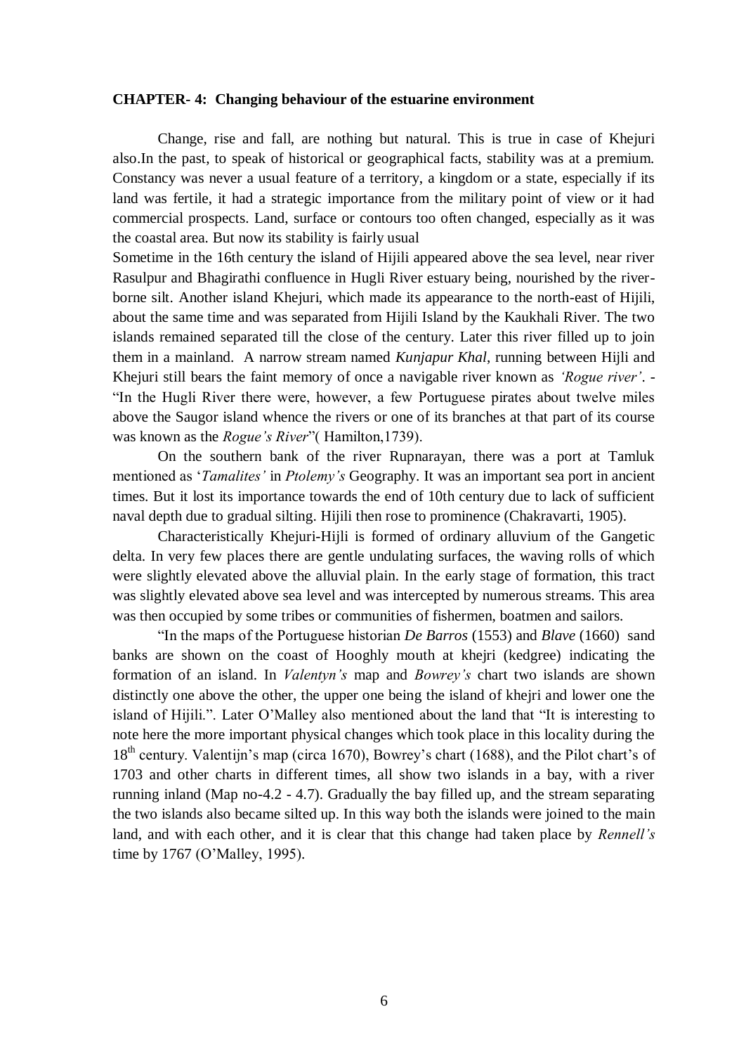**CHAPTER- 4: Changing behaviour of the estuarine environment**

Change, rise and fall, are nothing but natural. This is true in case of Khejuri also.In the past, to speak of historical or geographical facts, stability was at a premium. Constancy was never a usual feature of a territory, a kingdom or a state, especially if its land was fertile, it had a strategic importance from the military point of view or it had commercial prospects. Land, surface or contours too often changed, especially as it was the coastal area. But now its stability is fairly usual

Sometime in the 16th century the island of Hijili appeared above the sea level, near river Rasulpur and Bhagirathi confluence in Hugli River estuary being, nourished by the river-borne silt. Another island Khejuri, which made its appearance to the north-east of Hijili, about the same time and was separated from Hijili Island by the Kaukhali River. The two islands remained separated till the close of the century. Later this river filled up to join them in a mainland. A narrow stream named *Kunjapur Khal*, running between Hijli and Khejuri still bears the faint memory of once a navigable river known as *'Rogue river'*. - "In the Hugli River there were, however, a few Portuguese pirates about twelve miles above the Saugor island whence the rivers or one of its branches at that part of its course was known as the *Rogue's River*"( Hamilton,1739).

On the southern bank of the river Rupnarayan, there was a port at Tamluk mentioned as '*Tamalites'* in *Ptolemy's* Geography. It was an important sea port in ancient times. But it lost its importance towards the end of 10th century due to lack of sufficient naval depth due to gradual silting. Hijili then rose to prominence (Chakravarti, 1905).

Characteristically Khejuri-Hijli is formed of ordinary alluvium of the Gangetic delta. In very few places there are gentle undulating surfaces, the waving rolls of which were slightly elevated above the alluvial plain. In the early stage of formation, this tract was slightly elevated above sea level and was intercepted by numerous streams. This area was then occupied by some tribes or communities of fishermen, boatmen and sailors.

"In the maps of the Portuguese historian *De Barros* (1553) and *Blave* (1660) sand banks are shown on the coast of Hooghly mouth at khejri (kedgree) indicating the formation of an island. In *Valentyn's* map and *Bowrey's* chart two islands are shown distinctly one above the other, the upper one being the island of khejri and lower one the island of Hijili.". Later O'Malley also mentioned about the land that "It is interesting to note here the more important physical changes which took place in this locality during the 18th century. Valentijn's map (circa 1670), Bowrey's chart (1688), and the Pilot chart's of 1703 and other charts in different times, all show two islands in a bay, with a river running inland (Map no-4.2 - 4.7). Gradually the bay filled up, and the stream separating the two islands also became silted up. In this way both the islands were joined to the main land, and with each other, and it is clear that this change had taken place by *Rennell's* time by 1767 (O'Malley, 1995).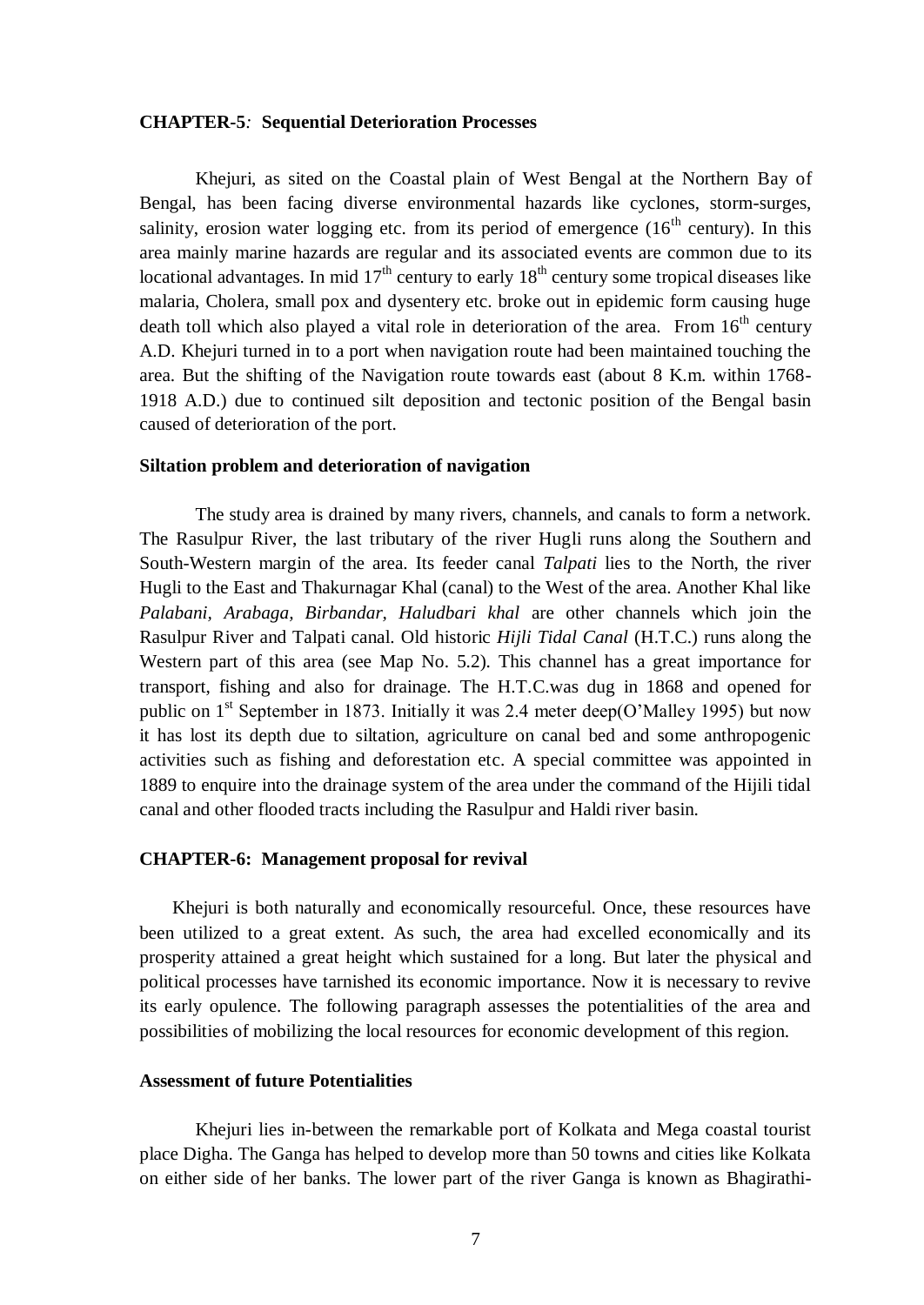**CHAPTER-5: Sequential Deterioration Processes**

Khejuri, as sited on the Coastal plain of West Bengal at the Northern Bay of Bengal, has been facing diverse environmental hazards like cyclones, storm-surges, salinity, erosion water logging etc. from its period of emergence ($16^{th}$ century). In this area mainly marine hazards are regular and its associated events are common due to its locational advantages. In mid $17^{th}$ century to early $18^{th}$ century some tropical diseases like malaria, Cholera, small pox and dysentery etc. broke out in epidemic form causing huge death toll which also played a vital role in deterioration of the area. From $16^{th}$ century A.D. Khejuri turned in to a port when navigation route had been maintained touching the area. But the shifting of the Navigation route towards east (about 8 K.m. within 1768-1918 A.D.) due to continued silt deposition and tectonic position of the Bengal basin caused of deterioration of the port.

**Siltation problem and deterioration of navigation**

The study area is drained by many rivers, channels, and canals to form a network. The Rasulpur River, the last tributary of the river Hugli runs along the Southern and South-Western margin of the area. Its feeder canal *Talpati* lies to the North, the river Hugli to the East and Thakurnagar Khal (canal) to the West of the area. Another Khal like *Palabani, Arabaga, Birbandar, Haludbari khal* are other channels which join the Rasulpur River and Talpati canal. Old historic *Hijli Tidal Canal* (H.T.C.) runs along the Western part of this area (see Map No. 5.2). This channel has a great importance for transport, fishing and also for drainage. The H.T.C.was dug in 1868 and opened for public on $1^{st}$ September in 1873. Initially it was 2.4 meter deep(O'Malley 1995) but now it has lost its depth due to siltation, agriculture on canal bed and some anthropogenic activities such as fishing and deforestation etc. A special committee was appointed in 1889 to enquire into the drainage system of the area under the command of the Hijili tidal canal and other flooded tracts including the Rasulpur and Haldi river basin.

**CHAPTER-6: Management proposal for revival**

Khejuri is both naturally and economically resourceful. Once, these resources have been utilized to a great extent. As such, the area had excelled economically and its prosperity attained a great height which sustained for a long. But later the physical and political processes have tarnished its economic importance. Now it is necessary to revive its early opulence. The following paragraph assesses the potentialities of the area and possibilities of mobilizing the local resources for economic development of this region.

**Assessment of future Potentialities**

Khejuri lies in-between the remarkable port of Kolkata and Mega coastal tourist place Digha. The Ganga has helped to develop more than 50 towns and cities like Kolkata on either side of her banks. The lower part of the river Ganga is known as Bhagirathi-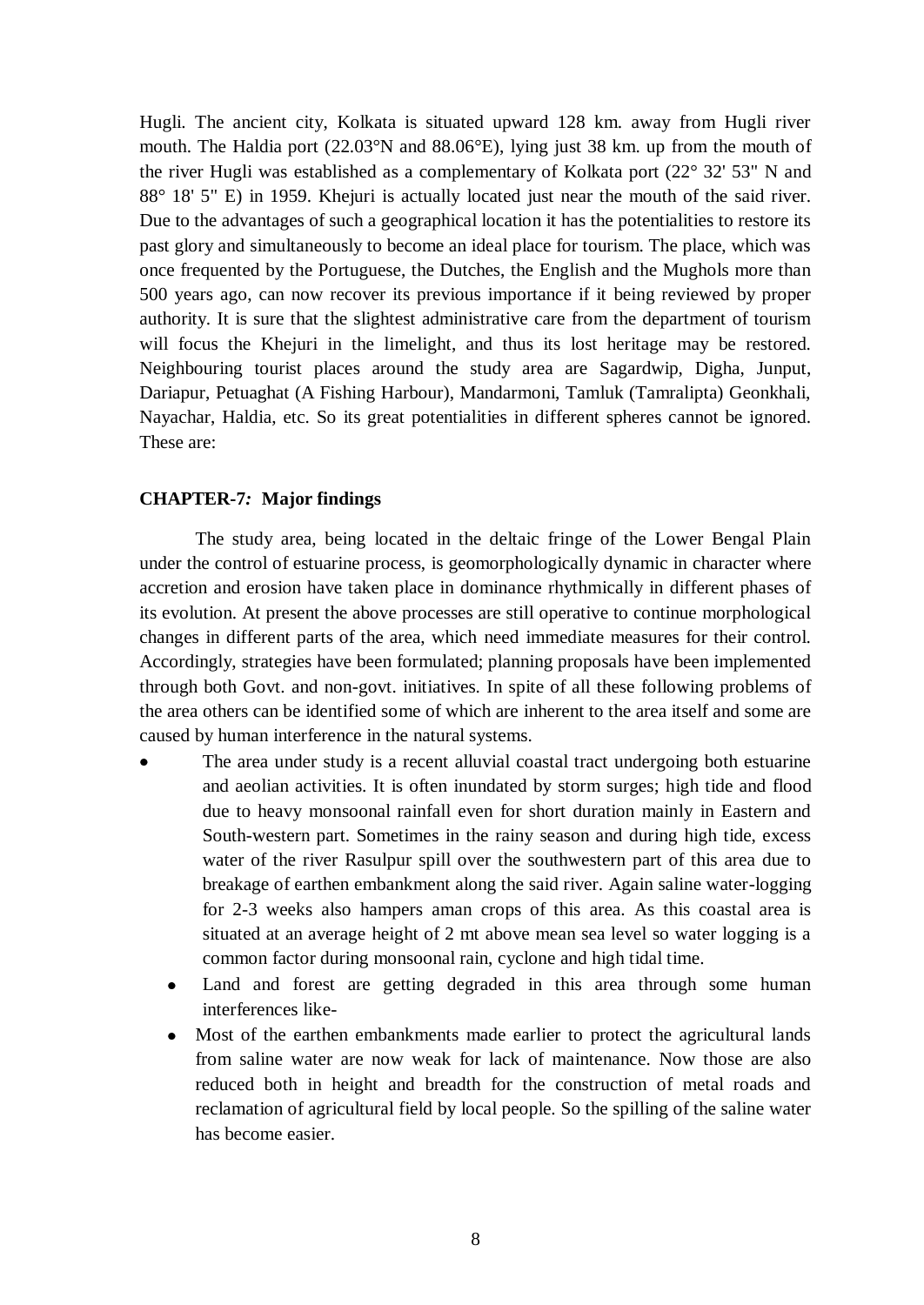Hugli. The ancient city, Kolkata is situated upward 128 km. away from Hugli river mouth. The Haldia port (22.03°N and 88.06°E), lying just 38 km. up from the mouth of the river Hugli was established as a complementary of Kolkata port (22° 32' 53" N and 88° 18' 5" E) in 1959. Khejuri is actually located just near the mouth of the said river. Due to the advantages of such a geographical location it has the potentialities to restore its past glory and simultaneously to become an ideal place for tourism. The place, which was once frequented by the Portuguese, the Dutches, the English and the Mughols more than 500 years ago, can now recover its previous importance if it being reviewed by proper authority. It is sure that the slightest administrative care from the department of tourism will focus the Khejuri in the limelight, and thus its lost heritage may be restored. Neighbouring tourist places around the study area are Sagardwip, Digha, Junput, Dariapur, Petuaghat (A Fishing Harbour), Mandarmoni, Tamluk (Tamralipta) Geonkhali, Nayachar, Haldia, etc. So its great potentialities in different spheres cannot be ignored. These are:

## CHAPTER-7*:* Major findings

The study area, being located in the deltaic fringe of the Lower Bengal Plain under the control of estuarine process, is geomorphologically dynamic in character where accretion and erosion have taken place in dominance rhythmically in different phases of its evolution. At present the above processes are still operative to continue morphological changes in different parts of the area, which need immediate measures for their control. Accordingly, strategies have been formulated; planning proposals have been implemented through both Govt. and non-govt. initiatives. In spite of all these following problems of the area others can be identified some of which are inherent to the area itself and some are caused by human interference in the natural systems.

- The area under study is a recent alluvial coastal tract undergoing both estuarine and aeolian activities. It is often inundated by storm surges; high tide and flood due to heavy monsoonal rainfall even for short duration mainly in Eastern and South-western part. Sometimes in the rainy season and during high tide, excess water of the river Rasulpur spill over the southwestern part of this area due to breakage of earthen embankment along the said river. Again saline water-logging for 2-3 weeks also hampers aman crops of this area. As this coastal area is situated at an average height of 2 mt above mean sea level so water logging is a common factor during monsoonal rain, cyclone and high tidal time.
- Land and forest are getting degraded in this area through some human interferences like-
- Most of the earthen embankments made earlier to protect the agricultural lands from saline water are now weak for lack of maintenance. Now those are also reduced both in height and breadth for the construction of metal roads and reclamation of agricultural field by local people. So the spilling of the saline water has become easier.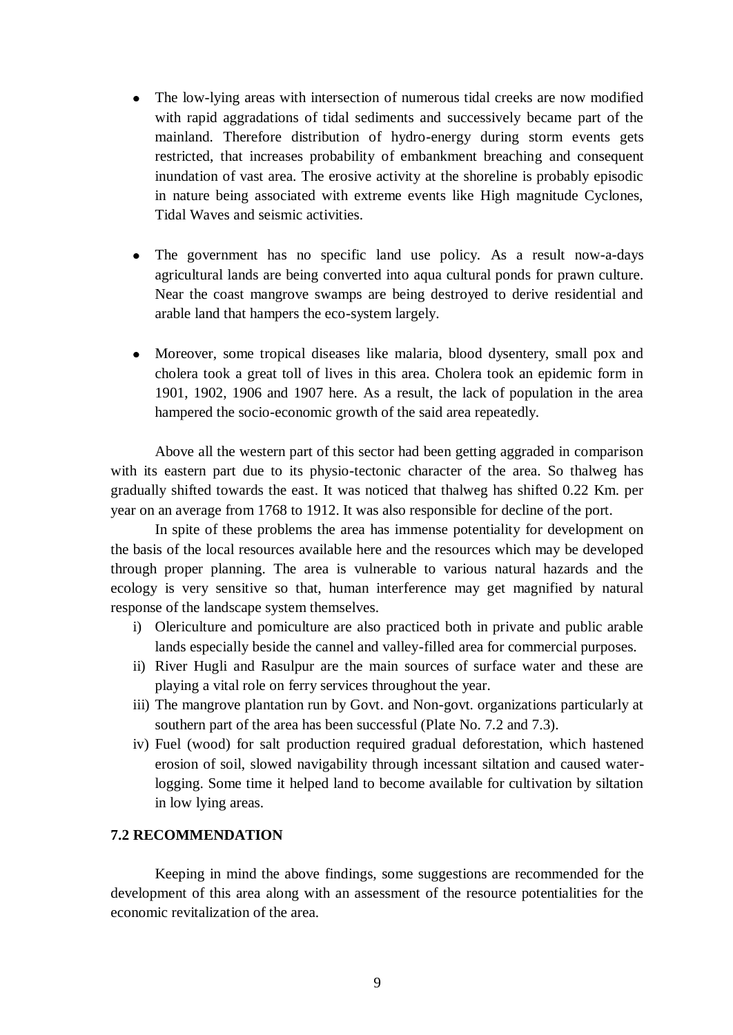- The low-lying areas with intersection of numerous tidal creeks are now modified with rapid aggradations of tidal sediments and successively became part of the mainland. Therefore distribution of hydro-energy during storm events gets restricted, that increases probability of embankment breaching and consequent inundation of vast area. The erosive activity at the shoreline is probably episodic in nature being associated with extreme events like High magnitude Cyclones, Tidal Waves and seismic activities.

- The government has no specific land use policy. As a result now-a-days agricultural lands are being converted into aqua cultural ponds for prawn culture. Near the coast mangrove swamps are being destroyed to derive residential and arable land that hampers the eco-system largely.

- Moreover, some tropical diseases like malaria, blood dysentery, small pox and cholera took a great toll of lives in this area. Cholera took an epidemic form in 1901, 1902, 1906 and 1907 here. As a result, the lack of population in the area hampered the socio-economic growth of the said area repeatedly.

Above all the western part of this sector had been getting aggraded in comparison with its eastern part due to its physio-tectonic character of the area. So thalweg has gradually shifted towards the east. It was noticed that thalweg has shifted 0.22 Km. per year on an average from 1768 to 1912. It was also responsible for decline of the port.

In spite of these problems the area has immense potentiality for development on the basis of the local resources available here and the resources which may be developed through proper planning. The area is vulnerable to various natural hazards and the ecology is very sensitive so that, human interference may get magnified by natural response of the landscape system themselves.

i) Olericulture and pomiculture are also practiced both in private and public arable lands especially beside the cannel and valley-filled area for commercial purposes.
ii) River Hugli and Rasulpur are the main sources of surface water and these are playing a vital role on ferry services throughout the year.
iii) The mangrove plantation run by Govt. and Non-govt. organizations particularly at southern part of the area has been successful (Plate No. 7.2 and 7.3).
iv) Fuel (wood) for salt production required gradual deforestation, which hastened erosion of soil, slowed navigability through incessant siltation and caused water-logging. Some time it helped land to become available for cultivation by siltation in low lying areas.

## 7.2 RECOMMENDATION

Keeping in mind the above findings, some suggestions are recommended for the development of this area along with an assessment of the resource potentialities for the economic revitalization of the area.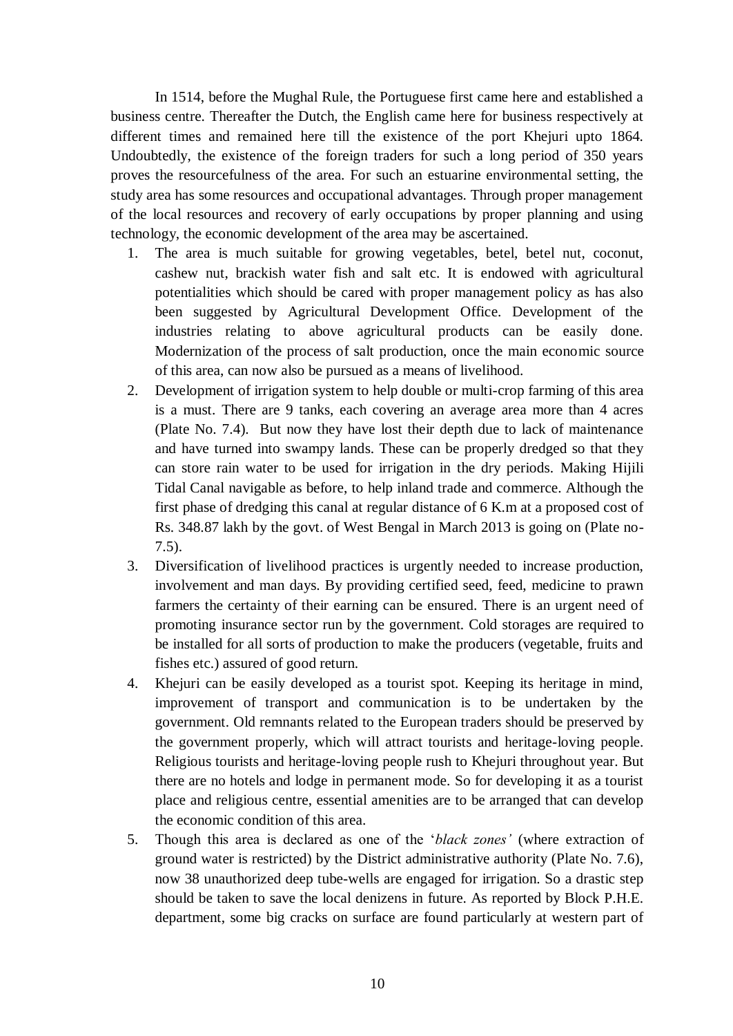In 1514, before the Mughal Rule, the Portuguese first came here and established a business centre. Thereafter the Dutch, the English came here for business respectively at different times and remained here till the existence of the port Khejuri upto 1864. Undoubtedly, the existence of the foreign traders for such a long period of 350 years proves the resourcefulness of the area. For such an estuarine environmental setting, the study area has some resources and occupational advantages. Through proper management of the local resources and recovery of early occupations by proper planning and using technology, the economic development of the area may be ascertained.

1. The area is much suitable for growing vegetables, betel, betel nut, coconut, cashew nut, brackish water fish and salt etc. It is endowed with agricultural potentialities which should be cared with proper management policy as has also been suggested by Agricultural Development Office. Development of the industries relating to above agricultural products can be easily done. Modernization of the process of salt production, once the main economic source of this area, can now also be pursued as a means of livelihood.
2. Development of irrigation system to help double or multi-crop farming of this area is a must. There are 9 tanks, each covering an average area more than 4 acres (Plate No. 7.4). But now they have lost their depth due to lack of maintenance and have turned into swampy lands. These can be properly dredged so that they can store rain water to be used for irrigation in the dry periods. Making Hijili Tidal Canal navigable as before, to help inland trade and commerce. Although the first phase of dredging this canal at regular distance of 6 K.m at a proposed cost of Rs. 348.87 lakh by the govt. of West Bengal in March 2013 is going on (Plate no-7.5).
3. Diversification of livelihood practices is urgently needed to increase production, involvement and man days. By providing certified seed, feed, medicine to prawn farmers the certainty of their earning can be ensured. There is an urgent need of promoting insurance sector run by the government. Cold storages are required to be installed for all sorts of production to make the producers (vegetable, fruits and fishes etc.) assured of good return.
4. Khejuri can be easily developed as a tourist spot. Keeping its heritage in mind, improvement of transport and communication is to be undertaken by the government. Old remnants related to the European traders should be preserved by the government properly, which will attract tourists and heritage-loving people. Religious tourists and heritage-loving people rush to Khejuri throughout year. But there are no hotels and lodge in permanent mode. So for developing it as a tourist place and religious centre, essential amenities are to be arranged that can develop the economic condition of this area.
5. Though this area is declared as one of the '*black zones'* (where extraction of ground water is restricted) by the District administrative authority (Plate No. 7.6), now 38 unauthorized deep tube-wells are engaged for irrigation. So a drastic step should be taken to save the local denizens in future. As reported by Block P.H.E. department, some big cracks on surface are found particularly at western part of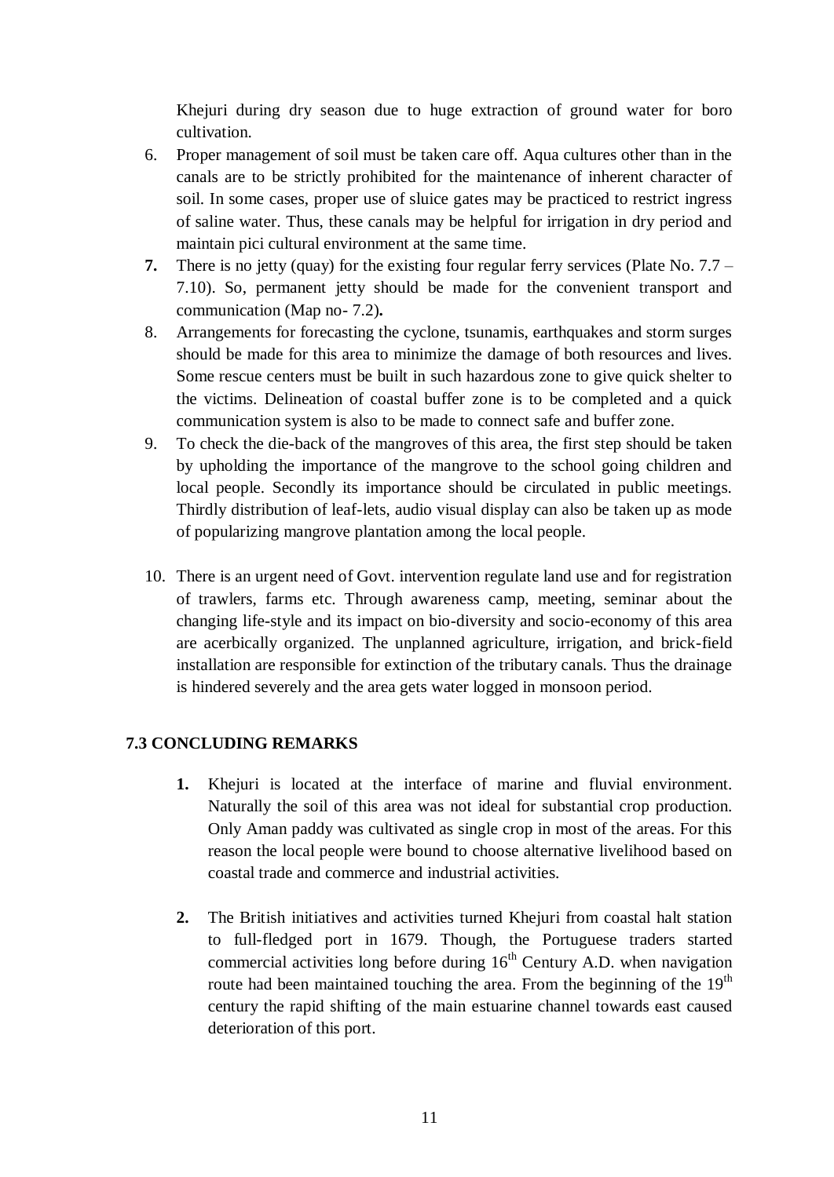Khejuri during dry season due to huge extraction of ground water for boro cultivation.

6. Proper management of soil must be taken care off. Aqua cultures other than in the canals are to be strictly prohibited for the maintenance of inherent character of soil. In some cases, proper use of sluice gates may be practiced to restrict ingress of saline water. Thus, these canals may be helpful for irrigation in dry period and maintain pici cultural environment at the same time.
7. There is no jetty (quay) for the existing four regular ferry services (Plate No. 7.7 – 7.10). So, permanent jetty should be made for the convenient transport and communication (Map no- 7.2).
8. Arrangements for forecasting the cyclone, tsunamis, earthquakes and storm surges should be made for this area to minimize the damage of both resources and lives. Some rescue centers must be built in such hazardous zone to give quick shelter to the victims. Delineation of coastal buffer zone is to be completed and a quick communication system is also to be made to connect safe and buffer zone.
9. To check the die-back of the mangroves of this area, the first step should be taken by upholding the importance of the mangrove to the school going children and local people. Secondly its importance should be circulated in public meetings. Thirdly distribution of leaf-lets, audio visual display can also be taken up as mode of popularizing mangrove plantation among the local people.
10. There is an urgent need of Govt. intervention regulate land use and for registration of trawlers, farms etc. Through awareness camp, meeting, seminar about the changing life-style and its impact on bio-diversity and socio-economy of this area are acerbically organized. The unplanned agriculture, irrigation, and brick-field installation are responsible for extinction of the tributary canals. Thus the drainage is hindered severely and the area gets water logged in monsoon period.

### 7.3 CONCLUDING REMARKS

1. Khejuri is located at the interface of marine and fluvial environment. Naturally the soil of this area was not ideal for substantial crop production. Only Aman paddy was cultivated as single crop in most of the areas. For this reason the local people were bound to choose alternative livelihood based on coastal trade and commerce and industrial activities.
2. The British initiatives and activities turned Khejuri from coastal halt station to full-fledged port in 1679. Though, the Portuguese traders started commercial activities long before during 16th Century A.D. when navigation route had been maintained touching the area. From the beginning of the 19th century the rapid shifting of the main estuarine channel towards east caused deterioration of this port.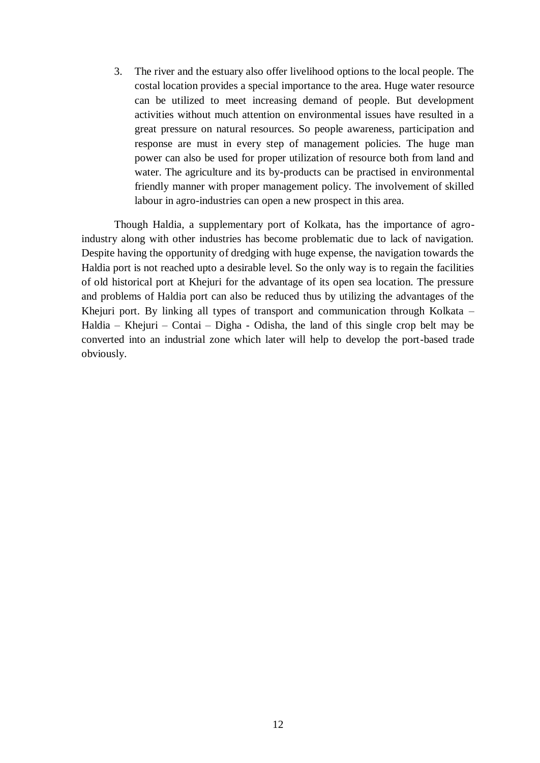3. The river and the estuary also offer livelihood options to the local people. The costal location provides a special importance to the area. Huge water resource can be utilized to meet increasing demand of people. But development activities without much attention on environmental issues have resulted in a great pressure on natural resources. So people awareness, participation and response are must in every step of management policies. The huge man power can also be used for proper utilization of resource both from land and water. The agriculture and its by-products can be practised in environmental friendly manner with proper management policy. The involvement of skilled labour in agro-industries can open a new prospect in this area.

Though Haldia, a supplementary port of Kolkata, has the importance of agro-industry along with other industries has become problematic due to lack of navigation. Despite having the opportunity of dredging with huge expense, the navigation towards the Haldia port is not reached upto a desirable level. So the only way is to regain the facilities of old historical port at Khejuri for the advantage of its open sea location. The pressure and problems of Haldia port can also be reduced thus by utilizing the advantages of the Khejuri port. By linking all types of transport and communication through Kolkata – Haldia – Khejuri – Contai – Digha - Odisha, the land of this single crop belt may be converted into an industrial zone which later will help to develop the port-based trade obviously.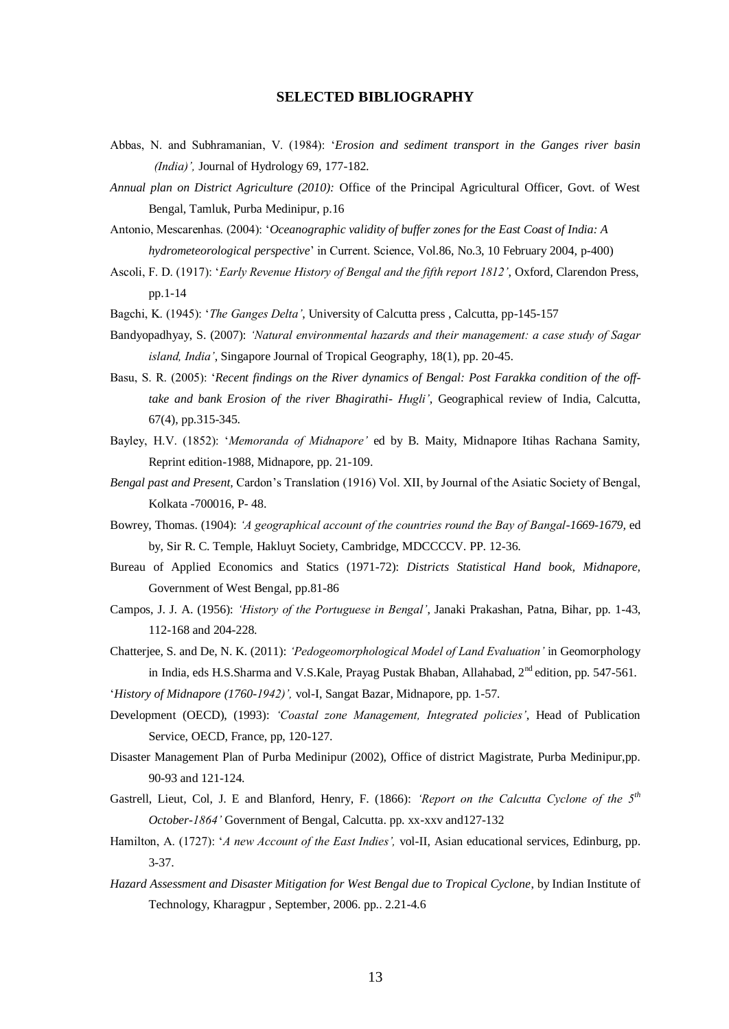## SELECTED BIBLIOGRAPHY

Abbas, N. and Subhramanian, V. (1984): '*Erosion and sediment transport in the Ganges river basin (India)',* Journal of Hydrology 69, 177-182.

*Annual plan on District Agriculture (2010):* Office of the Principal Agricultural Officer, Govt. of West Bengal, Tamluk, Purba Medinipur, p.16

Antonio, Mescarenhas. (2004): '*Oceanographic validity of buffer zones for the East Coast of India: A hydrometeorological perspective*' in Current. Science, Vol.86, No.3, 10 February 2004, p-400)

Ascoli, F. D. (1917): '*Early Revenue History of Bengal and the fifth report 1812'*, Oxford, Clarendon Press, pp.1-14

Bagchi, K. (1945): '*The Ganges Delta'*, University of Calcutta press , Calcutta, pp-145-157

Bandyopadhyay, S. (2007): *'Natural environmental hazards and their management: a case study of Sagar island, India'*, Singapore Journal of Tropical Geography, 18(1), pp. 20-45.

Basu, S. R. (2005): '*Recent findings on the River dynamics of Bengal: Post Farakka condition of the off-take and bank Erosion of the river Bhagirathi- Hugli'*, Geographical review of India, Calcutta, 67(4), pp.315-345.

Bayley, H.V. (1852): '*Memoranda of Midnapore'* ed by B. Maity, Midnapore Itihas Rachana Samity, Reprint edition-1988, Midnapore, pp. 21-109.

*Bengal past and Present,* Cardon's Translation (1916) Vol. XII, by Journal of the Asiatic Society of Bengal, Kolkata -700016, P- 48.

Bowrey, Thomas. (1904): *'A geographical account of the countries round the Bay of Bangal-1669-1679*, ed by, Sir R. C. Temple, Hakluyt Society, Cambridge, MDCCCCV. PP. 12-36.

Bureau of Applied Economics and Statics (1971-72): *Districts Statistical Hand book, Midnapore,* Government of West Bengal, pp.81-86

Campos, J. J. A. (1956): *'History of the Portuguese in Bengal'*, Janaki Prakashan, Patna, Bihar, pp. 1-43, 112-168 and 204-228.

Chatterjee, S. and De, N. K. (2011): *'Pedogeomorphological Model of Land Evaluation'* in Geomorphology in India, eds H.S.Sharma and V.S.Kale, Prayag Pustak Bhaban, Allahabad, 2nd edition, pp. 547-561.

'*History of Midnapore (1760-1942)',* vol-I, Sangat Bazar, Midnapore, pp. 1-57.

Development (OECD), (1993): *'Coastal zone Management, Integrated policies'*, Head of Publication Service, OECD, France, pp, 120-127.

Disaster Management Plan of Purba Medinipur (2002), Office of district Magistrate, Purba Medinipur,pp. 90-93 and 121-124.

Gastrell, Lieut, Col, J. E and Blanford, Henry, F. (1866): *'Report on the Calcutta Cyclone of the 5th October-1864'* Government of Bengal, Calcutta. pp. xx-xxv and127-132

Hamilton, A. (1727): '*A new Account of the East Indies',* vol-II, Asian educational services, Edinburg, pp. 3-37.

*Hazard Assessment and Disaster Mitigation for West Bengal due to Tropical Cyclone*, by Indian Institute of Technology, Kharagpur , September, 2006. pp.. 2.21-4.6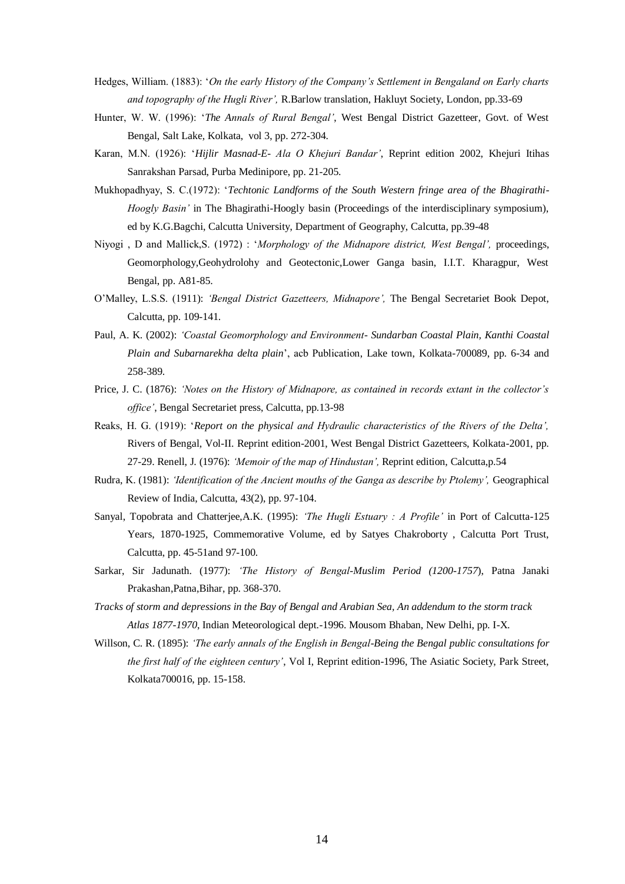Hedges, William. (1883): '*On the early History of the Company's Settlement in Bengaland on Early charts and topography of the Hugli River',* R.Barlow translation, Hakluyt Society, London, pp.33-69

Hunter, W. W. (1996): '*The Annals of Rural Bengal'*, West Bengal District Gazetteer, Govt. of West Bengal, Salt Lake, Kolkata, vol 3, pp. 272-304.

Karan, M.N. (1926): '*Hijlir Masnad-E- Ala O Khejuri Bandar'*, Reprint edition 2002, Khejuri Itihas Sanrakshan Parsad, Purba Medinipore, pp. 21-205.

Mukhopadhyay, S. C.(1972): '*Techtonic Landforms of the South Western fringe area of the Bhagirathi-Hoogly Basin'* in The Bhagirathi-Hoogly basin (Proceedings of the interdisciplinary symposium), ed by K.G.Bagchi, Calcutta University, Department of Geography, Calcutta, pp.39-48

Niyogi , D and Mallick,S. (1972) : '*Morphology of the Midnapore district, West Bengal',* proceedings, Geomorphology,Geohydrolohy and Geotectonic,Lower Ganga basin, I.I.T. Kharagpur, West Bengal, pp. A81-85.

O'Malley, L.S.S. (1911): *'Bengal District Gazetteers, Midnapore',* The Bengal Secretariet Book Depot, Calcutta, pp. 109-141.

Paul, A. K. (2002): *'Coastal Geomorphology and Environment- Sundarban Coastal Plain, Kanthi Coastal Plain and Subarnarekha delta plain*', acb Publication, Lake town, Kolkata-700089, pp. 6-34 and 258-389.

Price, J. C. (1876): *'Notes on the History of Midnapore, as contained in records extant in the collector's office'*, Bengal Secretariet press, Calcutta, pp.13-98

Reaks, H. G. (1919): '*Report on the physical and Hydraulic characteristics of the Rivers of the Delta',* Rivers of Bengal, Vol-II. Reprint edition-2001, West Bengal District Gazetteers, Kolkata-2001, pp. 27-29. Renell, J. (1976): *'Memoir of the map of Hindustan',* Reprint edition, Calcutta,p.54

Rudra, K. (1981): *'Identification of the Ancient mouths of the Ganga as describe by Ptolemy',* Geographical Review of India, Calcutta, 43(2), pp. 97-104.

Sanyal, Topobrata and Chatterjee,A.K. (1995): *'The Hugli Estuary : A Profile'* in Port of Calcutta-125 Years, 1870-1925, Commemorative Volume, ed by Satyes Chakroborty , Calcutta Port Trust, Calcutta, pp. 45-51and 97-100.

Sarkar, Sir Jadunath. (1977): *'The History of Bengal-Muslim Period (1200-1757*), Patna Janaki Prakashan,Patna,Bihar, pp. 368-370.

*Tracks of storm and depressions in the Bay of Bengal and Arabian Sea, An addendum to the storm track Atlas 1877-1970*, Indian Meteorological dept.-1996. Mousom Bhaban, New Delhi, pp. I-X.

Willson, C. R. (1895): *'The early annals of the English in Bengal-Being the Bengal public consultations for the first half of the eighteen century'*, Vol I, Reprint edition-1996, The Asiatic Society, Park Street, Kolkata700016, pp. 15-158.